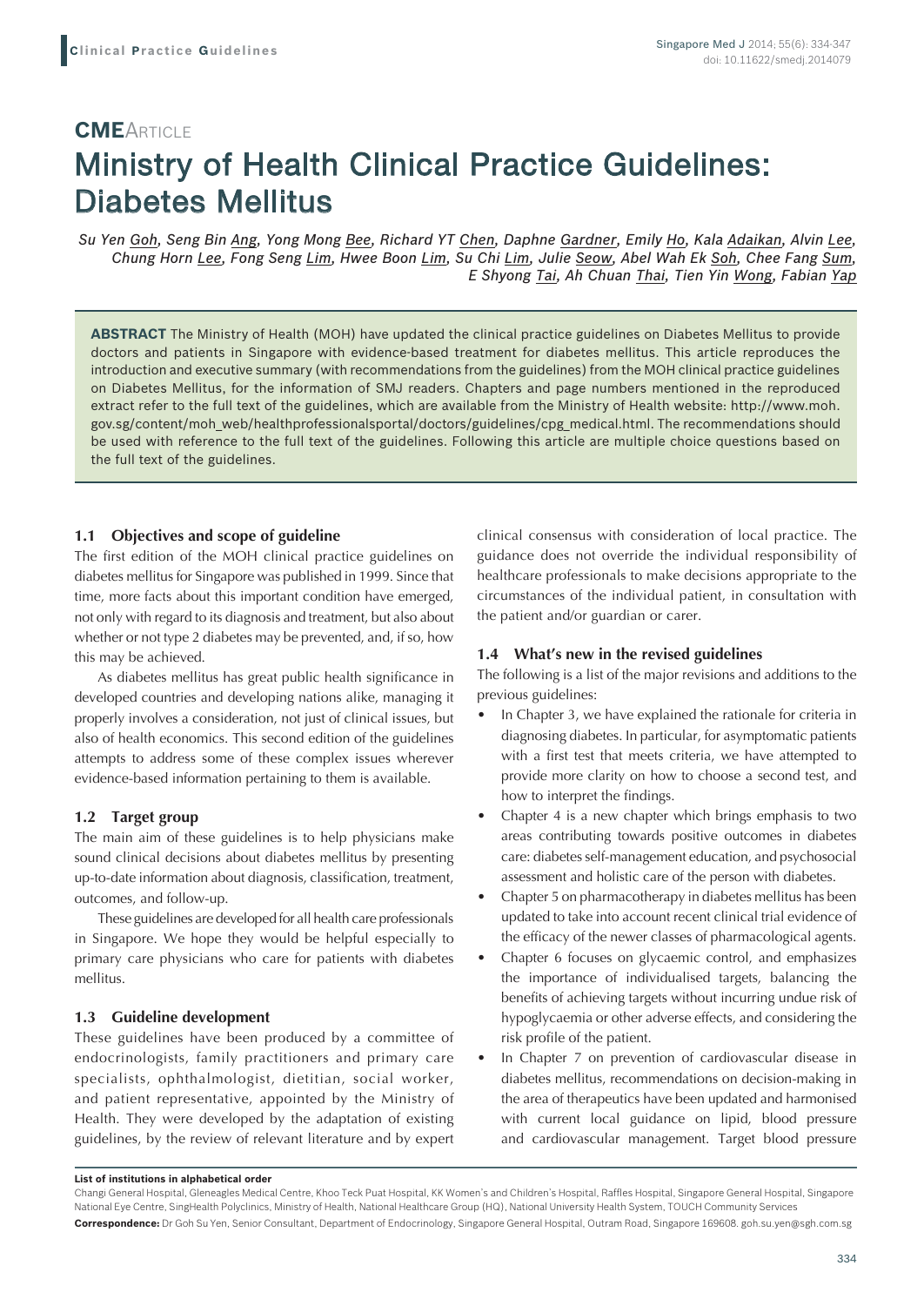**CME**ARTICLE

# Ministry of Health Clinical Practice Guidelines: Diabetes Mellitus

*Su Yen Goh, Seng Bin Ang, Yong Mong Bee, Richard YT Chen, Daphne Gardner, Emily Ho, Kala Adaikan, Alvin Lee, Chung Horn Lee, Fong Seng Lim, Hwee Boon Lim, Su Chi Lim, Julie Seow, Abel Wah Ek Soh, Chee Fang Sum, E Shyong Tai, Ah Chuan Thai, Tien Yin Wong, Fabian Yap*

**ABSTRACT** The Ministry of Health (MOH) have updated the clinical practice guidelines on Diabetes Mellitus to provide doctors and patients in Singapore with evidence-based treatment for diabetes mellitus. This article reproduces the introduction and executive summary (with recommendations from the guidelines) from the MOH clinical practice guidelines on Diabetes Mellitus, for the information of SMJ readers. Chapters and page numbers mentioned in the reproduced extract refer to the full text of the guidelines, which are available from the Ministry of Health website: http://www.moh.gov.sg/content/moh_web/healthprofessionalsportal/doctors/guidelines/cpg_medical.html. The recommendations should be used with reference to the full text of the guidelines. Following this article are multiple choice questions based on the full text of the guidelines.

### 1.1 Objectives and scope of guideline

The first edition of the MOH clinical practice guidelines on diabetes mellitus for Singapore was published in 1999. Since that time, more facts about this important condition have emerged, not only with regard to its diagnosis and treatment, but also about whether or not type 2 diabetes may be prevented, and, if so, how this may be achieved.

As diabetes mellitus has great public health significance in developed countries and developing nations alike, managing it properly involves a consideration, not just of clinical issues, but also of health economics. This second edition of the guidelines attempts to address some of these complex issues wherever evidence-based information pertaining to them is available.

### 1.2 Target group

The main aim of these guidelines is to help physicians make sound clinical decisions about diabetes mellitus by presenting up-to-date information about diagnosis, classification, treatment, outcomes, and follow-up.

These guidelines are developed for all health care professionals in Singapore. We hope they would be helpful especially to primary care physicians who care for patients with diabetes mellitus.

### 1.3 Guideline development

These guidelines have been produced by a committee of endocrinologists, family practitioners and primary care specialists, ophthalmologist, dietitian, social worker, and patient representative, appointed by the Ministry of Health. They were developed by the adaptation of existing guidelines, by the review of relevant literature and by expert clinical consensus with consideration of local practice. The guidance does not override the individual responsibility of healthcare professionals to make decisions appropriate to the circumstances of the individual patient, in consultation with the patient and/or guardian or carer.

### 1.4 What's new in the revised guidelines

The following is a list of the major revisions and additions to the previous guidelines:

- In Chapter 3, we have explained the rationale for criteria in diagnosing diabetes. In particular, for asymptomatic patients with a first test that meets criteria, we have attempted to provide more clarity on how to choose a second test, and how to interpret the findings.
- Chapter 4 is a new chapter which brings emphasis to two areas contributing towards positive outcomes in diabetes care: diabetes self-management education, and psychosocial assessment and holistic care of the person with diabetes.
- Chapter 5 on pharmacotherapy in diabetes mellitus has been updated to take into account recent clinical trial evidence of the efficacy of the newer classes of pharmacological agents.
- Chapter 6 focuses on glycaemic control, and emphasizes the importance of individualised targets, balancing the benefits of achieving targets without incurring undue risk of hypoglycaemia or other adverse effects, and considering the risk profile of the patient.
- In Chapter 7 on prevention of cardiovascular disease in diabetes mellitus, recommendations on decision-making in the area of therapeutics have been updated and harmonised with current local guidance on lipid, blood pressure and cardiovascular management. Target blood pressure

**List of institutions in alphabetical order**

Changi General Hospital, Gleneagles Medical Centre, Khoo Teck Puat Hospital, KK Women's and Children's Hospital, Raffles Hospital, Singapore General Hospital, Singapore National Eye Centre, SingHealth Polyclinics, Ministry of Health, National Healthcare Group (HQ), National University Health System, TOUCH Community Services

**Correspondence:** Dr Goh Su Yen, Senior Consultant, Department of Endocrinology, Singapore General Hospital, Outram Road, Singapore 169608. goh.su.yen@sgh.com.sg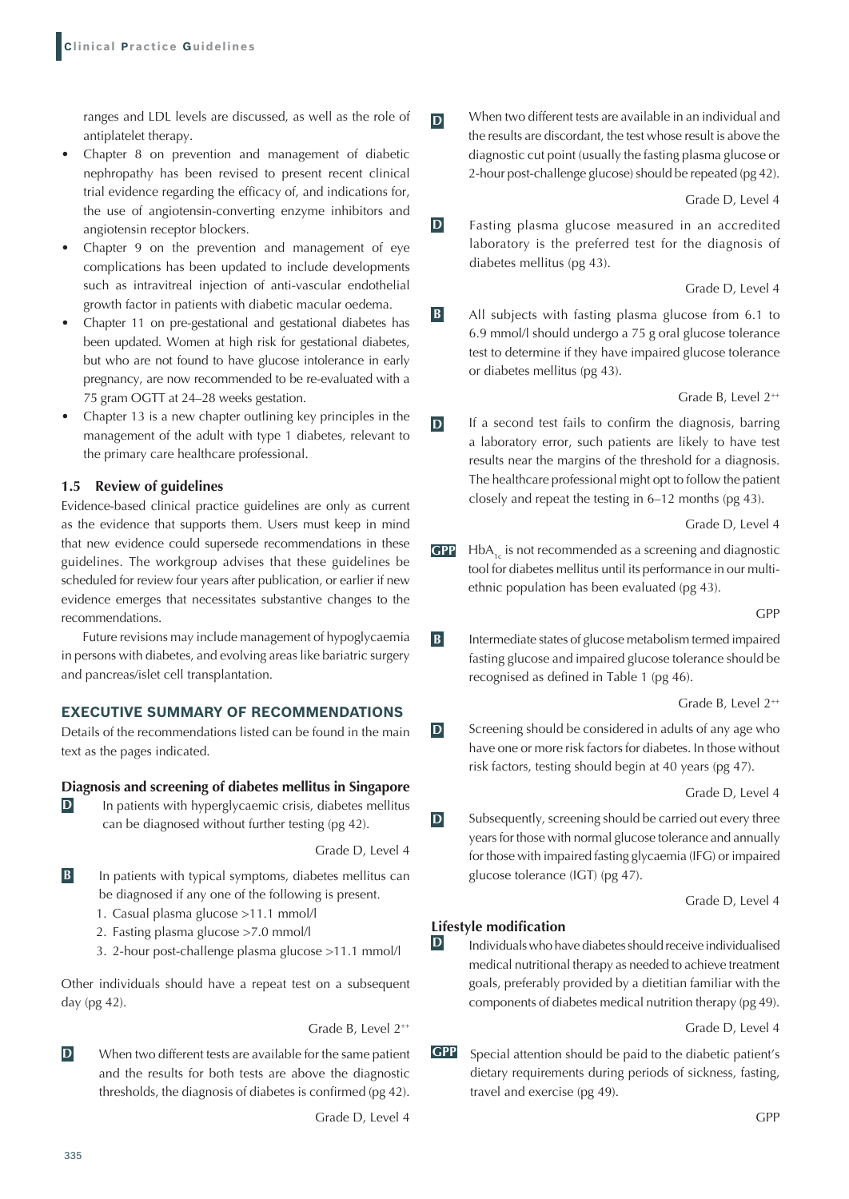ranges and LDL levels are discussed, as well as the role of antiplatelet therapy.

- Chapter 8 on prevention and management of diabetic nephropathy has been revised to present recent clinical trial evidence regarding the efficacy of, and indications for, the use of angiotensin-converting enzyme inhibitors and angiotensin receptor blockers.
- Chapter 9 on the prevention and management of eye complications has been updated to include developments such as intravitreal injection of anti-vascular endothelial growth factor in patients with diabetic macular oedema.
- Chapter 11 on pre-gestational and gestational diabetes has been updated. Women at high risk for gestational diabetes, but who are not found to have glucose intolerance in early pregnancy, are now recommended to be re-evaluated with a 75 gram OGTT at 24–28 weeks gestation.
- Chapter 13 is a new chapter outlining key principles in the management of the adult with type 1 diabetes, relevant to the primary care healthcare professional.

### 1.5 Review of guidelines

Evidence-based clinical practice guidelines are only as current as the evidence that supports them. Users must keep in mind that new evidence could supersede recommendations in these guidelines. The workgroup advises that these guidelines be scheduled for review four years after publication, or earlier if new evidence emerges that necessitates substantive changes to the recommendations.

Future revisions may include management of hypoglycaemia in persons with diabetes, and evolving areas like bariatric surgery and pancreas/islet cell transplantation.

## EXECUTIVE SUMMARY OF RECOMMENDATIONS

Details of the recommendations listed can be found in the main text as the pages indicated.

### Diagnosis and screening of diabetes mellitus in Singapore

**D** In patients with hyperglycaemic crisis, diabetes mellitus can be diagnosed without further testing (pg 42).

Grade D, Level 4

**B** In patients with typical symptoms, diabetes mellitus can be diagnosed if any one of the following is present.

1. Casual plasma glucose >11.1 mmol/l
2. Fasting plasma glucose >7.0 mmol/l
3. 2-hour post-challenge plasma glucose >11.1 mmol/l

Other individuals should have a repeat test on a subsequent day (pg 42).

Grade B, Level 2++

**D** When two different tests are available for the same patient and the results for both tests are above the diagnostic thresholds, the diagnosis of diabetes is confirmed (pg 42).

Grade D, Level 4

**D** When two different tests are available in an individual and the results are discordant, the test whose result is above the diagnostic cut point (usually the fasting plasma glucose or 2-hour post-challenge glucose) should be repeated (pg 42).

Grade D, Level 4

**D** Fasting plasma glucose measured in an accredited laboratory is the preferred test for the diagnosis of diabetes mellitus (pg 43).

Grade D, Level 4

**B** All subjects with fasting plasma glucose from 6.1 to 6.9 mmol/l should undergo a 75 g oral glucose tolerance test to determine if they have impaired glucose tolerance or diabetes mellitus (pg 43).

Grade B, Level 2++

**D** If a second test fails to confirm the diagnosis, barring a laboratory error, such patients are likely to have test results near the margins of the threshold for a diagnosis. The healthcare professional might opt to follow the patient closely and repeat the testing in 6–12 months (pg 43).

Grade D, Level 4

**GPP** $HbA_{1c}$ is not recommended as a screening and diagnostic tool for diabetes mellitus until its performance in our multi-ethnic population has been evaluated (pg 43).

GPP

**B** Intermediate states of glucose metabolism termed impaired fasting glucose and impaired glucose tolerance should be recognised as defined in Table 1 (pg 46).

Grade B, Level 2++

**D** Screening should be considered in adults of any age who have one or more risk factors for diabetes. In those without risk factors, testing should begin at 40 years (pg 47).

Grade D, Level 4

**D** Subsequently, screening should be carried out every three years for those with normal glucose tolerance and annually for those with impaired fasting glycaemia (IFG) or impaired glucose tolerance (IGT) (pg 47).

Grade D, Level 4

### Lifestyle modification

**D** Individuals who have diabetes should receive individualised medical nutritional therapy as needed to achieve treatment goals, preferably provided by a dietitian familiar with the components of diabetes medical nutrition therapy (pg 49).

Grade D, Level 4

**GPP** Special attention should be paid to the diabetic patient's dietary requirements during periods of sickness, fasting, travel and exercise (pg 49).

GPP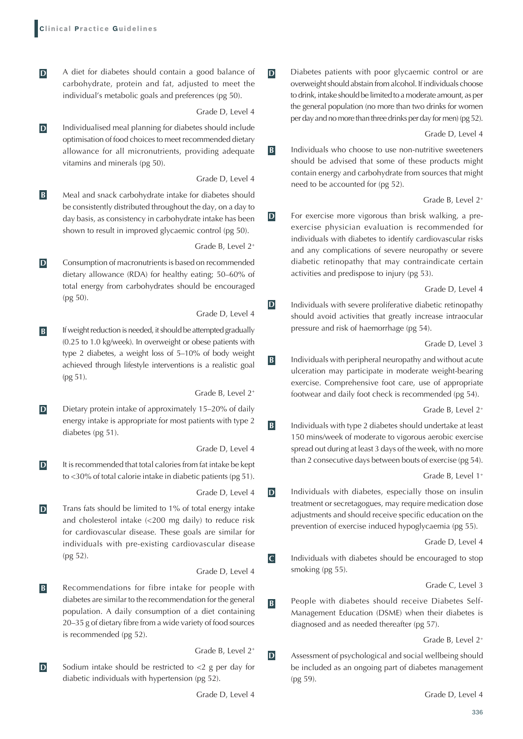**D** A diet for diabetes should contain a good balance of carbohydrate, protein and fat, adjusted to meet the individual's metabolic goals and preferences (pg 50).

Grade D, Level 4

**D** Individualised meal planning for diabetes should include optimisation of food choices to meet recommended dietary allowance for all micronutrients, providing adequate vitamins and minerals (pg 50).

Grade D, Level 4

**B** Meal and snack carbohydrate intake for diabetes should be consistently distributed throughout the day, on a day to day basis, as consistency in carbohydrate intake has been shown to result in improved glycaemic control (pg 50).

Grade B, Level 2+

**D** Consumption of macronutrients is based on recommended dietary allowance (RDA) for healthy eating; 50–60% of total energy from carbohydrates should be encouraged (pg 50).

Grade D, Level 4

**B** If weight reduction is needed, it should be attempted gradually (0.25 to 1.0 kg/week). In overweight or obese patients with type 2 diabetes, a weight loss of 5–10% of body weight achieved through lifestyle interventions is a realistic goal (pg 51).

Grade B, Level 2+

**D** Dietary protein intake of approximately 15–20% of daily energy intake is appropriate for most patients with type 2 diabetes (pg 51).

Grade D, Level 4

**D** It is recommended that total calories from fat intake be kept to <30% of total calorie intake in diabetic patients (pg 51).

Grade D, Level 4

**D** Trans fats should be limited to 1% of total energy intake and cholesterol intake (<200 mg daily) to reduce risk for cardiovascular disease. These goals are similar for individuals with pre-existing cardiovascular disease (pg 52).

Grade D, Level 4

**B** Recommendations for fibre intake for people with diabetes are similar to the recommendation for the general population. A daily consumption of a diet containing 20–35 g of dietary fibre from a wide variety of food sources is recommended (pg 52).

Grade B, Level 2+

**D** Sodium intake should be restricted to <2 g per day for diabetic individuals with hypertension (pg 52).

Grade D, Level 4

**D** Diabetes patients with poor glycaemic control or are overweight should abstain from alcohol. If individuals choose to drink, intake should be limited to a moderate amount, as per the general population (no more than two drinks for women per day and no more than three drinks per day for men) (pg 52).

Grade D, Level 4

**B** Individuals who choose to use non-nutritive sweeteners should be advised that some of these products might contain energy and carbohydrate from sources that might need to be accounted for (pg 52).

Grade B, Level 2+

**D** For exercise more vigorous than brisk walking, a pre-exercise physician evaluation is recommended for individuals with diabetes to identify cardiovascular risks and any complications of severe neuropathy or severe diabetic retinopathy that may contraindicate certain activities and predispose to injury (pg 53).

Grade D, Level 4

**D** Individuals with severe proliferative diabetic retinopathy should avoid activities that greatly increase intraocular pressure and risk of haemorrhage (pg 54).

Grade D, Level 3

**B** Individuals with peripheral neuropathy and without acute ulceration may participate in moderate weight-bearing exercise. Comprehensive foot care, use of appropriate footwear and daily foot check is recommended (pg 54).

Grade B, Level 2+

**B** Individuals with type 2 diabetes should undertake at least 150 mins/week of moderate to vigorous aerobic exercise spread out during at least 3 days of the week, with no more than 2 consecutive days between bouts of exercise (pg 54).

Grade B, Level 1+

**D** Individuals with diabetes, especially those on insulin treatment or secretagogues, may require medication dose adjustments and should receive specific education on the prevention of exercise induced hypoglycaemia (pg 55).

Grade D, Level 4

**C** Individuals with diabetes should be encouraged to stop smoking (pg 55).

Grade C, Level 3

**B** People with diabetes should receive Diabetes Self-Management Education (DSME) when their diabetes is diagnosed and as needed thereafter (pg 57).

Grade B, Level 2+

**D** Assessment of psychological and social wellbeing should be included as an ongoing part of diabetes management (pg 59).

Grade D, Level 4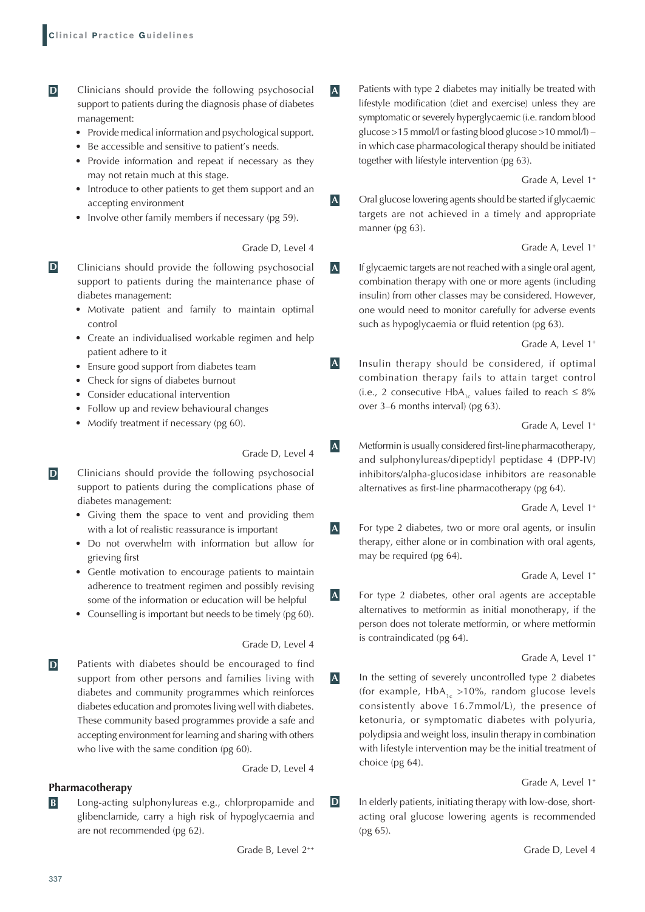**D** Clinicians should provide the following psychosocial support to patients during the diagnosis phase of diabetes management:

- Provide medical information and psychological support.
- Be accessible and sensitive to patient's needs.
- Provide information and repeat if necessary as they may not retain much at this stage.
- Introduce to other patients to get them support and an accepting environment
- Involve other family members if necessary (pg 59).

Grade D, Level 4

**D** Clinicians should provide the following psychosocial support to patients during the maintenance phase of diabetes management:

- Motivate patient and family to maintain optimal control
- Create an individualised workable regimen and help patient adhere to it
- Ensure good support from diabetes team
- Check for signs of diabetes burnout
- Consider educational intervention
- Follow up and review behavioural changes
- Modify treatment if necessary (pg 60).

Grade D, Level 4

**D** Clinicians should provide the following psychosocial support to patients during the complications phase of diabetes management:

- Giving them the space to vent and providing them with a lot of realistic reassurance is important
- Do not overwhelm with information but allow for grieving first
- Gentle motivation to encourage patients to maintain adherence to treatment regimen and possibly revising some of the information or education will be helpful
- Counselling is important but needs to be timely (pg 60).

Grade D, Level 4

**D** Patients with diabetes should be encouraged to find support from other persons and families living with diabetes and community programmes which reinforces diabetes education and promotes living well with diabetes. These community based programmes provide a safe and accepting environment for learning and sharing with others who live with the same condition (pg 60).

Grade D, Level 4

### Pharmacotherapy

**B** Long-acting sulphonylureas e.g., chlorpropamide and glibenclamide, carry a high risk of hypoglycaemia and are not recommended (pg 62).

Grade B, Level $2^{++}$

**A** Patients with type 2 diabetes may initially be treated with lifestyle modification (diet and exercise) unless they are symptomatic or severely hyperglycaemic (i.e. random blood glucose >15 mmol/l or fasting blood glucose >10 mmol/l) – in which case pharmacological therapy should be initiated together with lifestyle intervention (pg 63).

Grade A, Level $1^{+}$

**A** Oral glucose lowering agents should be started if glycaemic targets are not achieved in a timely and appropriate manner (pg 63).

Grade A, Level $1^{+}$

**A** If glycaemic targets are not reached with a single oral agent, combination therapy with one or more agents (including insulin) from other classes may be considered. However, one would need to monitor carefully for adverse events such as hypoglycaemia or fluid retention (pg 63).

Grade A, Level $1^{+}$

**A** Insulin therapy should be considered, if optimal combination therapy fails to attain target control (i.e., 2 consecutive $HbA_{1c}$ values failed to reach ≤ 8% over 3–6 months interval) (pg 63).

Grade A, Level $1^{+}$

**A** Metformin is usually considered first-line pharmacotherapy, and sulphonylureas/dipeptidyl peptidase 4 (DPP-IV) inhibitors/alpha-glucosidase inhibitors are reasonable alternatives as first-line pharmacotherapy (pg 64).

Grade A, Level $1^{+}$

**A** For type 2 diabetes, two or more oral agents, or insulin therapy, either alone or in combination with oral agents, may be required (pg 64).

Grade A, Level $1^{+}$

**A** For type 2 diabetes, other oral agents are acceptable alternatives to metformin as initial monotherapy, if the person does not tolerate metformin, or where metformin is contraindicated (pg 64).

Grade A, Level $1^{+}$

**A** In the setting of severely uncontrolled type 2 diabetes (for example, $HbA_{1c}$ >10%, random glucose levels consistently above 16.7mmol/L), the presence of ketonuria, or symptomatic diabetes with polyuria, polydipsia and weight loss, insulin therapy in combination with lifestyle intervention may be the initial treatment of choice (pg 64).

Grade A, Level $1^{+}$

**D** In elderly patients, initiating therapy with low-dose, short-acting oral glucose lowering agents is recommended (pg 65).

Grade D, Level 4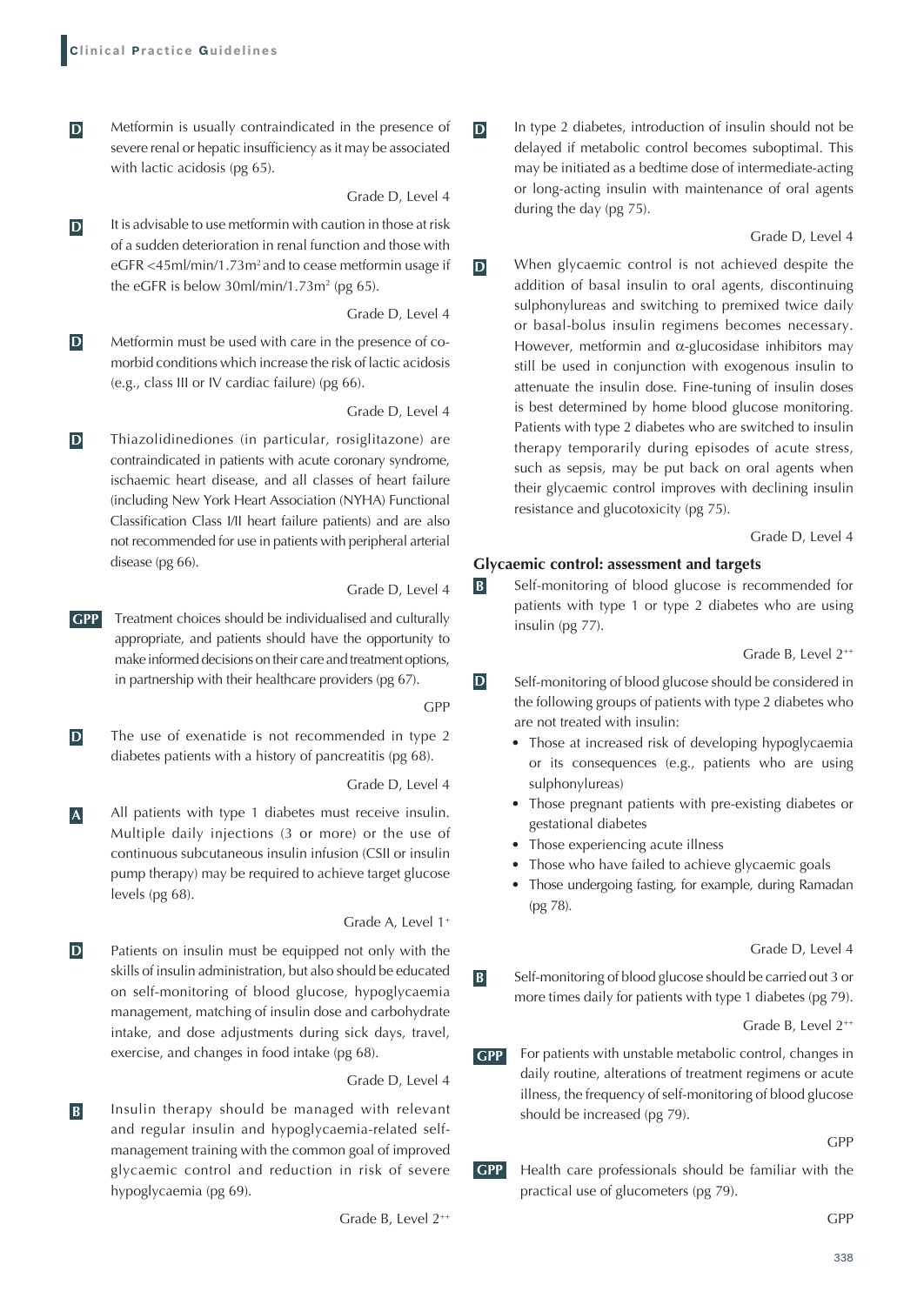**D** Metformin is usually contraindicated in the presence of severe renal or hepatic insufficiency as it may be associated with lactic acidosis (pg 65).

Grade D, Level 4

**D** It is advisable to use metformin with caution in those at risk of a sudden deterioration in renal function and those with eGFR <45ml/min/1.73m$^2$ and to cease metformin usage if the eGFR is below 30ml/min/1.73m$^2$ (pg 65).

Grade D, Level 4

**D** Metformin must be used with care in the presence of co-morbid conditions which increase the risk of lactic acidosis (e.g., class III or IV cardiac failure) (pg 66).

Grade D, Level 4

**D** Thiazolidinediones (in particular, rosiglitazone) are contraindicated in patients with acute coronary syndrome, ischaemic heart disease, and all classes of heart failure (including New York Heart Association (NYHA) Functional Classification Class I/II heart failure patients) and are also not recommended for use in patients with peripheral arterial disease (pg 66).

Grade D, Level 4

**GPP** Treatment choices should be individualised and culturally appropriate, and patients should have the opportunity to make informed decisions on their care and treatment options, in partnership with their healthcare providers (pg 67).

GPP

**D** The use of exenatide is not recommended in type 2 diabetes patients with a history of pancreatitis (pg 68).

Grade D, Level 4

**A** All patients with type 1 diabetes must receive insulin. Multiple daily injections (3 or more) or the use of continuous subcutaneous insulin infusion (CSII or insulin pump therapy) may be required to achieve target glucose levels (pg 68).

Grade A, Level 1$^+$

**D** Patients on insulin must be equipped not only with the skills of insulin administration, but also should be educated on self-monitoring of blood glucose, hypoglycaemia management, matching of insulin dose and carbohydrate intake, and dose adjustments during sick days, travel, exercise, and changes in food intake (pg 68).

Grade D, Level 4

**B** Insulin therapy should be managed with relevant and regular insulin and hypoglycaemia-related self-management training with the common goal of improved glycaemic control and reduction in risk of severe hypoglycaemia (pg 69).

Grade B, Level 2$^{++}$

**D** In type 2 diabetes, introduction of insulin should not be delayed if metabolic control becomes suboptimal. This may be initiated as a bedtime dose of intermediate-acting or long-acting insulin with maintenance of oral agents during the day (pg 75).

Grade D, Level 4

**D** When glycaemic control is not achieved despite the addition of basal insulin to oral agents, discontinuing sulphonylureas and switching to premixed twice daily or basal-bolus insulin regimens becomes necessary. However, metformin and α-glucosidase inhibitors may still be used in conjunction with exogenous insulin to attenuate the insulin dose. Fine-tuning of insulin doses is best determined by home blood glucose monitoring. Patients with type 2 diabetes who are switched to insulin therapy temporarily during episodes of acute stress, such as sepsis, may be put back on oral agents when their glycaemic control improves with declining insulin resistance and glucotoxicity (pg 75).

Grade D, Level 4

## Glycaemic control: assessment and targets

**B** Self-monitoring of blood glucose is recommended for patients with type 1 or type 2 diabetes who are using insulin (pg 77).

Grade B, Level 2$^{++}$

**D** Self-monitoring of blood glucose should be considered in the following groups of patients with type 2 diabetes who are not treated with insulin:

- Those at increased risk of developing hypoglycaemia or its consequences (e.g., patients who are using sulphonylureas)
- Those pregnant patients with pre-existing diabetes or gestational diabetes
- Those experiencing acute illness
- Those who have failed to achieve glycaemic goals
- Those undergoing fasting, for example, during Ramadan (pg 78).

Grade D, Level 4

**B** Self-monitoring of blood glucose should be carried out 3 or more times daily for patients with type 1 diabetes (pg 79).

Grade B, Level 2$^{++}$

**GPP** For patients with unstable metabolic control, changes in daily routine, alterations of treatment regimens or acute illness, the frequency of self-monitoring of blood glucose should be increased (pg 79).

GPP

**GPP** Health care professionals should be familiar with the practical use of glucometers (pg 79).

GPP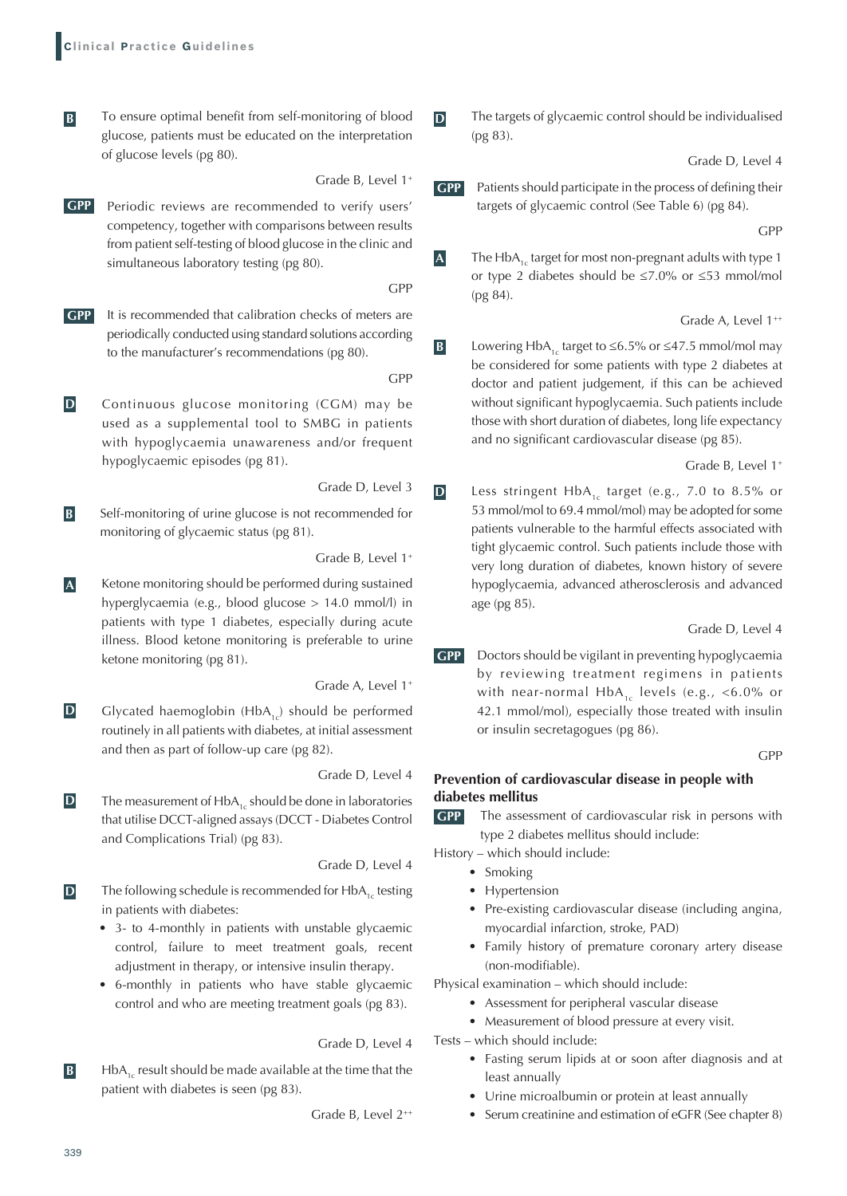**B** To ensure optimal benefit from self-monitoring of blood glucose, patients must be educated on the interpretation of glucose levels (pg 80).

Grade B, Level 1+

**GPP** Periodic reviews are recommended to verify users' competency, together with comparisons between results from patient self-testing of blood glucose in the clinic and simultaneous laboratory testing (pg 80).

GPP

**GPP** It is recommended that calibration checks of meters are periodically conducted using standard solutions according to the manufacturer's recommendations (pg 80).

GPP

**D** Continuous glucose monitoring (CGM) may be used as a supplemental tool to SMBG in patients with hypoglycaemia unawareness and/or frequent hypoglycaemic episodes (pg 81).

Grade D, Level 3

**B** Self-monitoring of urine glucose is not recommended for monitoring of glycaemic status (pg 81).

Grade B, Level 1+

**A** Ketone monitoring should be performed during sustained hyperglycaemia (e.g., blood glucose > 14.0 mmol/l) in patients with type 1 diabetes, especially during acute illness. Blood ketone monitoring is preferable to urine ketone monitoring (pg 81).

Grade A, Level 1+

**D** Glycated haemoglobin ($HbA_{1c}$) should be performed routinely in all patients with diabetes, at initial assessment and then as part of follow-up care (pg 82).

Grade D, Level 4

**D** The measurement of $HbA_{1c}$ should be done in laboratories that utilise DCCT-aligned assays (DCCT - Diabetes Control and Complications Trial) (pg 83).

Grade D, Level 4

**D** The following schedule is recommended for $HbA_{1c}$ testing in patients with diabetes:

- 3- to 4-monthly in patients with unstable glycaemic control, failure to meet treatment goals, recent adjustment in therapy, or intensive insulin therapy.
- 6-monthly in patients who have stable glycaemic control and who are meeting treatment goals (pg 83).

Grade D, Level 4

**B** $HbA_{1c}$ result should be made available at the time that the patient with diabetes is seen (pg 83).

Grade B, Level 2++

**D** The targets of glycaemic control should be individualised (pg 83).

Grade D, Level 4

**GPP** Patients should participate in the process of defining their targets of glycaemic control (See Table 6) (pg 84).

GPP

**A** The $HbA_{1c}$ target for most non-pregnant adults with type 1 or type 2 diabetes should be ≤7.0% or ≤53 mmol/mol (pg 84).

Grade A, Level 1++

**B** Lowering $HbA_{1c}$ target to ≤6.5% or ≤47.5 mmol/mol may be considered for some patients with type 2 diabetes at doctor and patient judgement, if this can be achieved without significant hypoglycaemia. Such patients include those with short duration of diabetes, long life expectancy and no significant cardiovascular disease (pg 85).

Grade B, Level 1+

**D** Less stringent $HbA_{1c}$ target (e.g., 7.0 to 8.5% or 53 mmol/mol to 69.4 mmol/mol) may be adopted for some patients vulnerable to the harmful effects associated with tight glycaemic control. Such patients include those with very long duration of diabetes, known history of severe hypoglycaemia, advanced atherosclerosis and advanced age (pg 85).

Grade D, Level 4

**GPP** Doctors should be vigilant in preventing hypoglycaemia by reviewing treatment regimens in patients with near-normal $HbA_{1c}$ levels (e.g., <6.0% or 42.1 mmol/mol), especially those treated with insulin or insulin secretagogues (pg 86).

GPP

## Prevention of cardiovascular disease in people with diabetes mellitus

**GPP** The assessment of cardiovascular risk in persons with type 2 diabetes mellitus should include:

History – which should include:

- Smoking
- Hypertension
- Pre-existing cardiovascular disease (including angina, myocardial infarction, stroke, PAD)
- Family history of premature coronary artery disease (non-modifiable).

Physical examination – which should include:

- Assessment for peripheral vascular disease
- Measurement of blood pressure at every visit.

Tests – which should include:

- Fasting serum lipids at or soon after diagnosis and at least annually
- Urine microalbumin or protein at least annually
- Serum creatinine and estimation of eGFR (See chapter 8)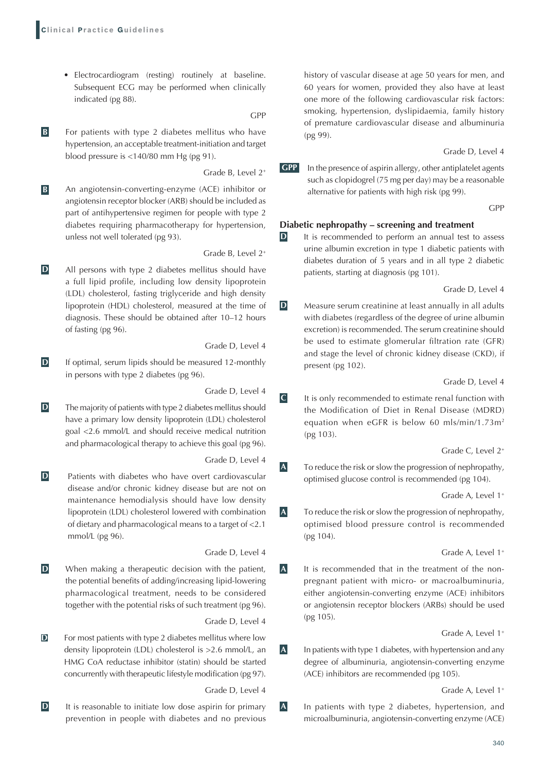- Electrocardiogram (resting) routinely at baseline. Subsequent ECG may be performed when clinically indicated (pg 88).

GPP

**B** For patients with type 2 diabetes mellitus who have hypertension, an acceptable treatment-initiation and target blood pressure is <140/80 mm Hg (pg 91).

Grade B, Level 2+

**B** An angiotensin-converting-enzyme (ACE) inhibitor or angiotensin receptor blocker (ARB) should be included as part of antihypertensive regimen for people with type 2 diabetes requiring pharmacotherapy for hypertension, unless not well tolerated (pg 93).

Grade B, Level 2+

**D** All persons with type 2 diabetes mellitus should have a full lipid profile, including low density lipoprotein (LDL) cholesterol, fasting triglyceride and high density lipoprotein (HDL) cholesterol, measured at the time of diagnosis. These should be obtained after 10–12 hours of fasting (pg 96).

Grade D, Level 4

**D** If optimal, serum lipids should be measured 12-monthly in persons with type 2 diabetes (pg 96).

Grade D, Level 4

**D** The majority of patients with type 2 diabetes mellitus should have a primary low density lipoprotein (LDL) cholesterol goal <2.6 mmol/L and should receive medical nutrition and pharmacological therapy to achieve this goal (pg 96).

Grade D, Level 4

**D** Patients with diabetes who have overt cardiovascular disease and/or chronic kidney disease but are not on maintenance hemodialysis should have low density lipoprotein (LDL) cholesterol lowered with combination of dietary and pharmacological means to a target of <2.1 mmol/L (pg 96).

Grade D, Level 4

**D** When making a therapeutic decision with the patient, the potential benefits of adding/increasing lipid-lowering pharmacological treatment, needs to be considered together with the potential risks of such treatment (pg 96).

Grade D, Level 4

**D** For most patients with type 2 diabetes mellitus where low density lipoprotein (LDL) cholesterol is >2.6 mmol/L, an HMG CoA reductase inhibitor (statin) should be started concurrently with therapeutic lifestyle modification (pg 97).

Grade D, Level 4

**D** It is reasonable to initiate low dose aspirin for primary prevention in people with diabetes and no previous history of vascular disease at age 50 years for men, and 60 years for women, provided they also have at least one more of the following cardiovascular risk factors: smoking, hypertension, dyslipidaemia, family history of premature cardiovascular disease and albuminuria (pg 99).

Grade D, Level 4

**GPP** In the presence of aspirin allergy, other antiplatelet agents such as clopidogrel (75 mg per day) may be a reasonable alternative for patients with high risk (pg 99).

GPP

## Diabetic nephropathy – screening and treatment

**D** It is recommended to perform an annual test to assess urine albumin excretion in type 1 diabetic patients with diabetes duration of 5 years and in all type 2 diabetic patients, starting at diagnosis (pg 101).

Grade D, Level 4

**D** Measure serum creatinine at least annually in all adults with diabetes (regardless of the degree of urine albumin excretion) is recommended. The serum creatinine should be used to estimate glomerular filtration rate (GFR) and stage the level of chronic kidney disease (CKD), if present (pg 102).

Grade D, Level 4

**C** It is only recommended to estimate renal function with the Modification of Diet in Renal Disease (MDRD) equation when eGFR is below 60 mls/min/1.73m$^2$ (pg 103).

Grade C, Level 2+

**A** To reduce the risk or slow the progression of nephropathy, optimised glucose control is recommended (pg 104).

Grade A, Level 1+

**A** To reduce the risk or slow the progression of nephropathy, optimised blood pressure control is recommended (pg 104).

Grade A, Level 1+

**A** It is recommended that in the treatment of the non-pregnant patient with micro- or macroalbuminuria, either angiotensin-converting enzyme (ACE) inhibitors or angiotensin receptor blockers (ARBs) should be used (pg 105).

Grade A, Level 1+

**A** In patients with type 1 diabetes, with hypertension and any degree of albuminuria, angiotensin-converting enzyme (ACE) inhibitors are recommended (pg 105).

Grade A, Level 1+

**A** In patients with type 2 diabetes, hypertension, and microalbuminuria, angiotensin-converting enzyme (ACE)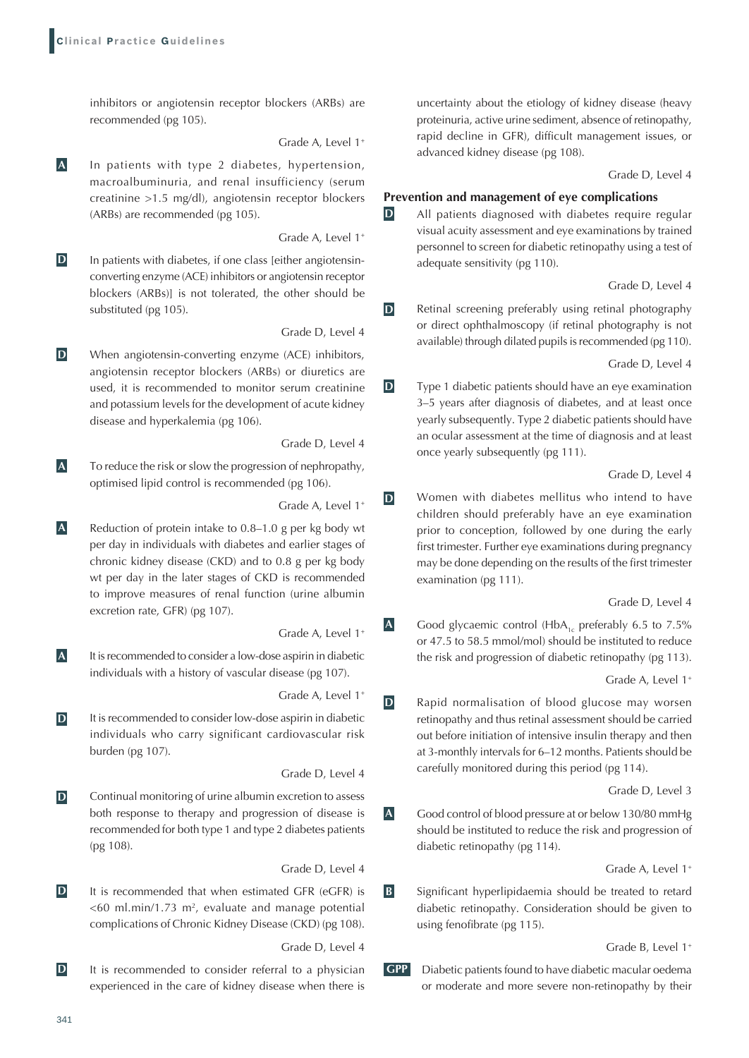inhibitors or angiotensin receptor blockers (ARBs) are recommended (pg 105).

Grade A, Level 1+

**A** In patients with type 2 diabetes, hypertension, macroalbuminuria, and renal insufficiency (serum creatinine >1.5 mg/dl), angiotensin receptor blockers (ARBs) are recommended (pg 105).

Grade A, Level 1+

**D** In patients with diabetes, if one class [either angiotensin-converting enzyme (ACE) inhibitors or angiotensin receptor blockers (ARBs)] is not tolerated, the other should be substituted (pg 105).

Grade D, Level 4

**D** When angiotensin-converting enzyme (ACE) inhibitors, angiotensin receptor blockers (ARBs) or diuretics are used, it is recommended to monitor serum creatinine and potassium levels for the development of acute kidney disease and hyperkalemia (pg 106).

Grade D, Level 4

**A** To reduce the risk or slow the progression of nephropathy, optimised lipid control is recommended (pg 106).

Grade A, Level 1+

**A** Reduction of protein intake to 0.8–1.0 g per kg body wt per day in individuals with diabetes and earlier stages of chronic kidney disease (CKD) and to 0.8 g per kg body wt per day in the later stages of CKD is recommended to improve measures of renal function (urine albumin excretion rate, GFR) (pg 107).

Grade A, Level 1+

**A** It is recommended to consider a low-dose aspirin in diabetic individuals with a history of vascular disease (pg 107).

Grade A, Level 1+

**D** It is recommended to consider low-dose aspirin in diabetic individuals who carry significant cardiovascular risk burden (pg 107).

Grade D, Level 4

**D** Continual monitoring of urine albumin excretion to assess both response to therapy and progression of disease is recommended for both type 1 and type 2 diabetes patients (pg 108).

Grade D, Level 4

**D** It is recommended that when estimated GFR (eGFR) is <60 ml.min/1.73 $m^2$, evaluate and manage potential complications of Chronic Kidney Disease (CKD) (pg 108).

Grade D, Level 4

**D** It is recommended to consider referral to a physician experienced in the care of kidney disease when there is uncertainty about the etiology of kidney disease (heavy proteinuria, active urine sediment, absence of retinopathy, rapid decline in GFR), difficult management issues, or advanced kidney disease (pg 108).

Grade D, Level 4

## Prevention and management of eye complications

**D** All patients diagnosed with diabetes require regular visual acuity assessment and eye examinations by trained personnel to screen for diabetic retinopathy using a test of adequate sensitivity (pg 110).

Grade D, Level 4

**D** Retinal screening preferably using retinal photography or direct ophthalmoscopy (if retinal photography is not available) through dilated pupils is recommended (pg 110).

Grade D, Level 4

**D** Type 1 diabetic patients should have an eye examination 3–5 years after diagnosis of diabetes, and at least once yearly subsequently. Type 2 diabetic patients should have an ocular assessment at the time of diagnosis and at least once yearly subsequently (pg 111).

Grade D, Level 4

**D** Women with diabetes mellitus who intend to have children should preferably have an eye examination prior to conception, followed by one during the early first trimester. Further eye examinations during pregnancy may be done depending on the results of the first trimester examination (pg 111).

Grade D, Level 4

**A** Good glycaemic control ($HbA_{1c}$ preferably 6.5 to 7.5% or 47.5 to 58.5 mmol/mol) should be instituted to reduce the risk and progression of diabetic retinopathy (pg 113).

Grade A, Level 1+

**D** Rapid normalisation of blood glucose may worsen retinopathy and thus retinal assessment should be carried out before initiation of intensive insulin therapy and then at 3-monthly intervals for 6–12 months. Patients should be carefully monitored during this period (pg 114).

Grade D, Level 3

**A** Good control of blood pressure at or below 130/80 mmHg should be instituted to reduce the risk and progression of diabetic retinopathy (pg 114).

Grade A, Level 1+

**B** Significant hyperlipidaemia should be treated to retard diabetic retinopathy. Consideration should be given to using fenofibrate (pg 115).

Grade B, Level 1+

**GPP** Diabetic patients found to have diabetic macular oedema or moderate and more severe non-retinopathy by their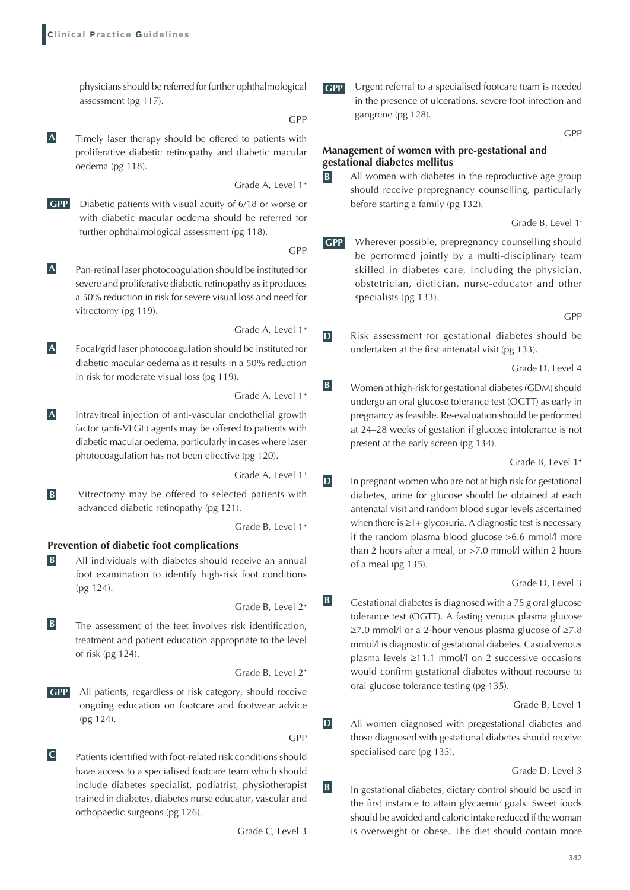physicians should be referred for further ophthalmological assessment (pg 117).

GPP

**A** Timely laser therapy should be offered to patients with proliferative diabetic retinopathy and diabetic macular oedema (pg 118).

Grade A, Level 1+

**GPP** Diabetic patients with visual acuity of 6/18 or worse or with diabetic macular oedema should be referred for further ophthalmological assessment (pg 118).

GPP

**A** Pan-retinal laser photocoagulation should be instituted for severe and proliferative diabetic retinopathy as it produces a 50% reduction in risk for severe visual loss and need for vitrectomy (pg 119).

Grade A, Level 1+

**A** Focal/grid laser photocoagulation should be instituted for diabetic macular oedema as it results in a 50% reduction in risk for moderate visual loss (pg 119).

Grade A, Level 1+

**A** Intravitreal injection of anti-vascular endothelial growth factor (anti-VEGF) agents may be offered to patients with diabetic macular oedema, particularly in cases where laser photocoagulation has not been effective (pg 120).

Grade A, Level 1+

**B** Vitrectomy may be offered to selected patients with advanced diabetic retinopathy (pg 121).

Grade B, Level 1+

### Prevention of diabetic foot complications

**B** All individuals with diabetes should receive an annual foot examination to identify high-risk foot conditions (pg 124).

Grade B, Level 2+

**B** The assessment of the feet involves risk identification, treatment and patient education appropriate to the level of risk (pg 124).

Grade B, Level 2+

**GPP** All patients, regardless of risk category, should receive ongoing education on footcare and footwear advice (pg 124).

GPP

**C** Patients identified with foot-related risk conditions should have access to a specialised footcare team which should include diabetes specialist, podiatrist, physiotherapist trained in diabetes, diabetes nurse educator, vascular and orthopaedic surgeons (pg 126).

Grade C, Level 3

**GPP** Urgent referral to a specialised footcare team is needed in the presence of ulcerations, severe foot infection and gangrene (pg 128).

GPP

### Management of women with pre-gestational and gestational diabetes mellitus

**B** All women with diabetes in the reproductive age group should receive prepregnancy counselling, particularly before starting a family (pg 132).

Grade B, Level 1-

**GPP** Wherever possible, prepregnancy counselling should be performed jointly by a multi-disciplinary team skilled in diabetes care, including the physician, obstetrician, dietician, nurse-educator and other specialists (pg 133).

GPP

**D** Risk assessment for gestational diabetes should be undertaken at the first antenatal visit (pg 133).

Grade D, Level 4

**B** Women at high-risk for gestational diabetes (GDM) should undergo an oral glucose tolerance test (OGTT) as early in pregnancy as feasible. Re-evaluation should be performed at 24–28 weeks of gestation if glucose intolerance is not present at the early screen (pg 134).

Grade B, Level 1+

**D** In pregnant women who are not at high risk for gestational diabetes, urine for glucose should be obtained at each antenatal visit and random blood sugar levels ascertained when there is ≥1+ glycosuria. A diagnostic test is necessary if the random plasma blood glucose >6.6 mmol/l more than 2 hours after a meal, or >7.0 mmol/l within 2 hours of a meal (pg 135).

Grade D, Level 3

**B** Gestational diabetes is diagnosed with a 75 g oral glucose tolerance test (OGTT). A fasting venous plasma glucose ≥7.0 mmol/l or a 2-hour venous plasma glucose of ≥7.8 mmol/l is diagnostic of gestational diabetes. Casual venous plasma levels ≥11.1 mmol/l on 2 successive occasions would confirm gestational diabetes without recourse to oral glucose tolerance testing (pg 135).

Grade B, Level 1

**D** All women diagnosed with pregestational diabetes and those diagnosed with gestational diabetes should receive specialised care (pg 135).

Grade D, Level 3

**B** In gestational diabetes, dietary control should be used in the first instance to attain glycaemic goals. Sweet foods should be avoided and caloric intake reduced if the woman is overweight or obese. The diet should contain more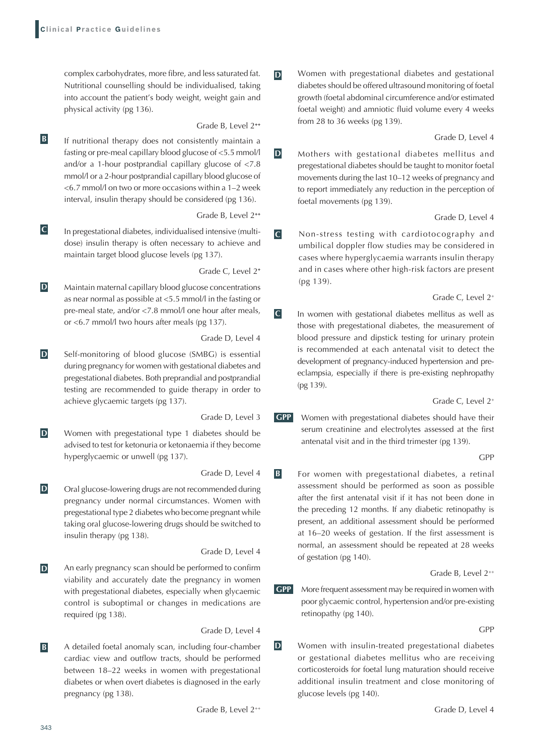complex carbohydrates, more fibre, and less saturated fat. Nutritional counselling should be individualised, taking into account the patient's body weight, weight gain and physical activity (pg 136).

Grade B, Level 2++

**B** If nutritional therapy does not consistently maintain a fasting or pre-meal capillary blood glucose of <5.5 mmol/l and/or a 1-hour postprandial capillary glucose of <7.8 mmol/l or a 2-hour postprandial capillary blood glucose of <6.7 mmol/l on two or more occasions within a 1–2 week interval, insulin therapy should be considered (pg 136).

Grade B, Level 2++

**C** In pregestational diabetes, individualised intensive (multi-dose) insulin therapy is often necessary to achieve and maintain target blood glucose levels (pg 137).

Grade C, Level 2+

**D** Maintain maternal capillary blood glucose concentrations as near normal as possible at <5.5 mmol/l in the fasting or pre-meal state, and/or <7.8 mmol/l one hour after meals, or <6.7 mmol/l two hours after meals (pg 137).

Grade D, Level 4

**D** Self-monitoring of blood glucose (SMBG) is essential during pregnancy for women with gestational diabetes and pregestational diabetes. Both preprandial and postprandial testing are recommended to guide therapy in order to achieve glycaemic targets (pg 137).

Grade D, Level 3

**D** Women with pregestational type 1 diabetes should be advised to test for ketonuria or ketonaemia if they become hyperglycaemic or unwell (pg 137).

Grade D, Level 4

**D** Oral glucose-lowering drugs are not recommended during pregnancy under normal circumstances. Women with pregestational type 2 diabetes who become pregnant while taking oral glucose-lowering drugs should be switched to insulin therapy (pg 138).

Grade D, Level 4

**D** An early pregnancy scan should be performed to confirm viability and accurately date the pregnancy in women with pregestational diabetes, especially when glycaemic control is suboptimal or changes in medications are required (pg 138).

Grade D, Level 4

**B** A detailed foetal anomaly scan, including four-chamber cardiac view and outflow tracts, should be performed between 18–22 weeks in women with pregestational diabetes or when overt diabetes is diagnosed in the early pregnancy (pg 138).

Grade B, Level 2++

**D** Women with pregestational diabetes and gestational diabetes should be offered ultrasound monitoring of foetal growth (foetal abdominal circumference and/or estimated foetal weight) and amniotic fluid volume every 4 weeks from 28 to 36 weeks (pg 139).

Grade D, Level 4

**D** Mothers with gestational diabetes mellitus and pregestational diabetes should be taught to monitor foetal movements during the last 10–12 weeks of pregnancy and to report immediately any reduction in the perception of foetal movements (pg 139).

Grade D, Level 4

**C** Non-stress testing with cardiotocography and umbilical doppler flow studies may be considered in cases where hyperglycaemia warrants insulin therapy and in cases where other high-risk factors are present (pg 139).

Grade C, Level 2+

**C** In women with gestational diabetes mellitus as well as those with pregestational diabetes, the measurement of blood pressure and dipstick testing for urinary protein is recommended at each antenatal visit to detect the development of pregnancy-induced hypertension and pre-eclampsia, especially if there is pre-existing nephropathy (pg 139).

Grade C, Level 2+

**GPP** Women with pregestational diabetes should have their serum creatinine and electrolytes assessed at the first antenatal visit and in the third trimester (pg 139).

GPP

**B** For women with pregestational diabetes, a retinal assessment should be performed as soon as possible after the first antenatal visit if it has not been done in the preceding 12 months. If any diabetic retinopathy is present, an additional assessment should be performed at 16–20 weeks of gestation. If the first assessment is normal, an assessment should be repeated at 28 weeks of gestation (pg 140).

Grade B, Level 2++

**GPP** More frequent assessment may be required in women with poor glycaemic control, hypertension and/or pre-existing retinopathy (pg 140).

GPP

**D** Women with insulin-treated pregestational diabetes or gestational diabetes mellitus who are receiving corticosteroids for foetal lung maturation should receive additional insulin treatment and close monitoring of glucose levels (pg 140).

Grade D, Level 4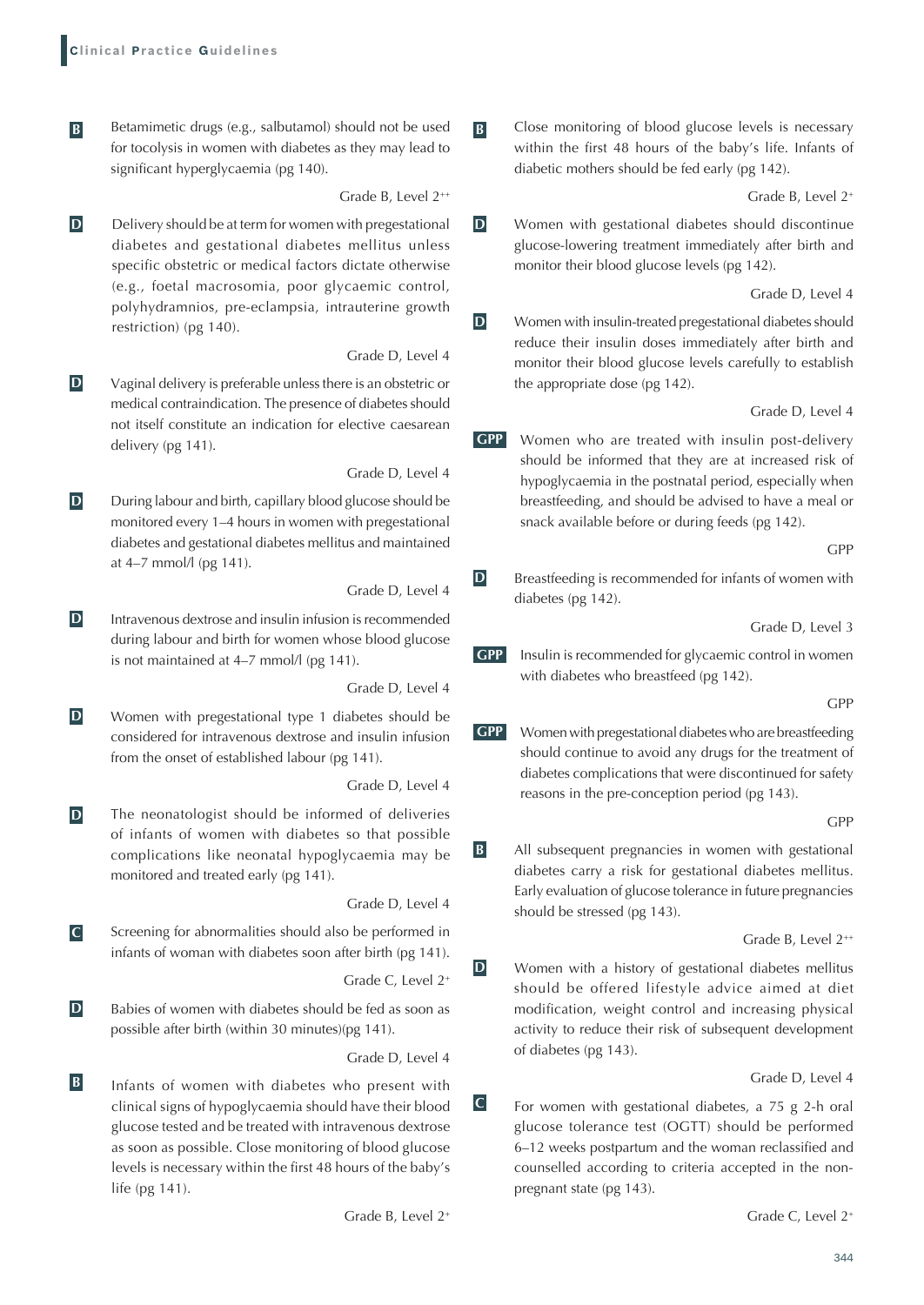**B** Betamimetic drugs (e.g., salbutamol) should not be used for tocolysis in women with diabetes as they may lead to significant hyperglycaemia (pg 140).

Grade B, Level 2++

**D** Delivery should be at term for women with pregestational diabetes and gestational diabetes mellitus unless specific obstetric or medical factors dictate otherwise (e.g., foetal macrosomia, poor glycaemic control, polyhydramnios, pre-eclampsia, intrauterine growth restriction) (pg 140).

Grade D, Level 4

**D** Vaginal delivery is preferable unless there is an obstetric or medical contraindication. The presence of diabetes should not itself constitute an indication for elective caesarean delivery (pg 141).

Grade D, Level 4

**D** During labour and birth, capillary blood glucose should be monitored every 1–4 hours in women with pregestational diabetes and gestational diabetes mellitus and maintained at 4–7 mmol/l (pg 141).

Grade D, Level 4

**D** Intravenous dextrose and insulin infusion is recommended during labour and birth for women whose blood glucose is not maintained at 4–7 mmol/l (pg 141).

Grade D, Level 4

**D** Women with pregestational type 1 diabetes should be considered for intravenous dextrose and insulin infusion from the onset of established labour (pg 141).

Grade D, Level 4

**D** The neonatologist should be informed of deliveries of infants of women with diabetes so that possible complications like neonatal hypoglycaemia may be monitored and treated early (pg 141).

Grade D, Level 4

**C** Screening for abnormalities should also be performed in infants of woman with diabetes soon after birth (pg 141).

Grade C, Level 2+

**D** Babies of women with diabetes should be fed as soon as possible after birth (within 30 minutes)(pg 141).

Grade D, Level 4

**B** Infants of women with diabetes who present with clinical signs of hypoglycaemia should have their blood glucose tested and be treated with intravenous dextrose as soon as possible. Close monitoring of blood glucose levels is necessary within the first 48 hours of the baby's life (pg 141).

Grade B, Level 2+

**B** Close monitoring of blood glucose levels is necessary within the first 48 hours of the baby's life. Infants of diabetic mothers should be fed early (pg 142).

Grade B, Level 2+

**D** Women with gestational diabetes should discontinue glucose-lowering treatment immediately after birth and monitor their blood glucose levels (pg 142).

Grade D, Level 4

**D** Women with insulin-treated pregestational diabetes should reduce their insulin doses immediately after birth and monitor their blood glucose levels carefully to establish the appropriate dose (pg 142).

Grade D, Level 4

**GPP** Women who are treated with insulin post-delivery should be informed that they are at increased risk of hypoglycaemia in the postnatal period, especially when breastfeeding, and should be advised to have a meal or snack available before or during feeds (pg 142).

GPP

**D** Breastfeeding is recommended for infants of women with diabetes (pg 142).

Grade D, Level 3

**GPP** Insulin is recommended for glycaemic control in women with diabetes who breastfeed (pg 142).

GPP

**GPP** Women with pregestational diabetes who are breastfeeding should continue to avoid any drugs for the treatment of diabetes complications that were discontinued for safety reasons in the pre-conception period (pg 143).

GPP

**B** All subsequent pregnancies in women with gestational diabetes carry a risk for gestational diabetes mellitus. Early evaluation of glucose tolerance in future pregnancies should be stressed (pg 143).

Grade B, Level 2++

**D** Women with a history of gestational diabetes mellitus should be offered lifestyle advice aimed at diet modification, weight control and increasing physical activity to reduce their risk of subsequent development of diabetes (pg 143).

Grade D, Level 4

**C** For women with gestational diabetes, a 75 g 2-h oral glucose tolerance test (OGTT) should be performed 6–12 weeks postpartum and the woman reclassified and counselled according to criteria accepted in the non-pregnant state (pg 143).

Grade C, Level 2+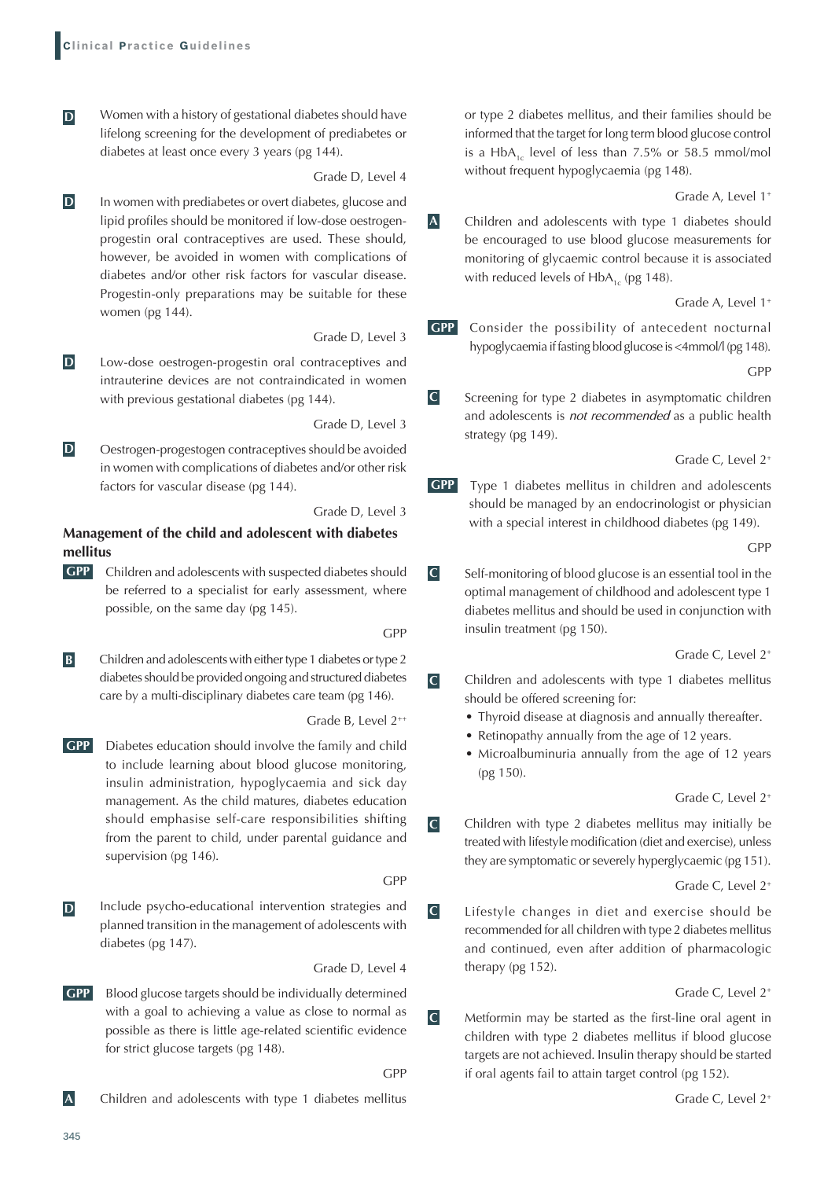**D** Women with a history of gestational diabetes should have lifelong screening for the development of prediabetes or diabetes at least once every 3 years (pg 144).

Grade D, Level 4

**D** In women with prediabetes or overt diabetes, glucose and lipid profiles should be monitored if low-dose oestrogen-progestin oral contraceptives are used. These should, however, be avoided in women with complications of diabetes and/or other risk factors for vascular disease. Progestin-only preparations may be suitable for these women (pg 144).

Grade D, Level 3

**D** Low-dose oestrogen-progestin oral contraceptives and intrauterine devices are not contraindicated in women with previous gestational diabetes (pg 144).

Grade D, Level 3

**D** Oestrogen-progestogen contraceptives should be avoided in women with complications of diabetes and/or other risk factors for vascular disease (pg 144).

Grade D, Level 3

## Management of the child and adolescent with diabetes mellitus

**GPP** Children and adolescents with suspected diabetes should be referred to a specialist for early assessment, where possible, on the same day (pg 145).

GPP

**B** Children and adolescents with either type 1 diabetes or type 2 diabetes should be provided ongoing and structured diabetes care by a multi-disciplinary diabetes care team (pg 146).

Grade B, Level 2[++]

**GPP** Diabetes education should involve the family and child to include learning about blood glucose monitoring, insulin administration, hypoglycaemia and sick day management. As the child matures, diabetes education should emphasise self-care responsibilities shifting from the parent to child, under parental guidance and supervision (pg 146).

GPP

**D** Include psycho-educational intervention strategies and planned transition in the management of adolescents with diabetes (pg 147).

Grade D, Level 4

**GPP** Blood glucose targets should be individually determined with a goal to achieving a value as close to normal as possible as there is little age-related scientific evidence for strict glucose targets (pg 148).

GPP

**A** Children and adolescents with type 1 diabetes mellitus or type 2 diabetes mellitus, and their families should be informed that the target for long term blood glucose control is a $HbA_{1c}$ level of less than 7.5% or 58.5 mmol/mol without frequent hypoglycaemia (pg 148).

Grade A, Level 1[+]

**A** Children and adolescents with type 1 diabetes should be encouraged to use blood glucose measurements for monitoring of glycaemic control because it is associated with reduced levels of $HbA_{1c}$ (pg 148).

Grade A, Level 1[+]

**GPP** Consider the possibility of antecedent nocturnal hypoglycaemia if fasting blood glucose is <4mmol/l (pg 148).

GPP

**C** Screening for type 2 diabetes in asymptomatic children and adolescents is *not recommended* as a public health strategy (pg 149).

Grade C, Level 2[+]

**GPP** Type 1 diabetes mellitus in children and adolescents should be managed by an endocrinologist or physician with a special interest in childhood diabetes (pg 149).

GPP

**C** Self-monitoring of blood glucose is an essential tool in the optimal management of childhood and adolescent type 1 diabetes mellitus and should be used in conjunction with insulin treatment (pg 150).

Grade C, Level 2[+]

**C** Children and adolescents with type 1 diabetes mellitus should be offered screening for:

- Thyroid disease at diagnosis and annually thereafter.
- Retinopathy annually from the age of 12 years.
- Microalbuminuria annually from the age of 12 years (pg 150).

Grade C, Level 2[+]

**C** Children with type 2 diabetes mellitus may initially be treated with lifestyle modification (diet and exercise), unless they are symptomatic or severely hyperglycaemic (pg 151).

Grade C, Level 2[+]

**C** Lifestyle changes in diet and exercise should be recommended for all children with type 2 diabetes mellitus and continued, even after addition of pharmacologic therapy (pg 152).

Grade C, Level 2[+]

**C** Metformin may be started as the first-line oral agent in children with type 2 diabetes mellitus if blood glucose targets are not achieved. Insulin therapy should be started if oral agents fail to attain target control (pg 152).

Grade C, Level 2[+]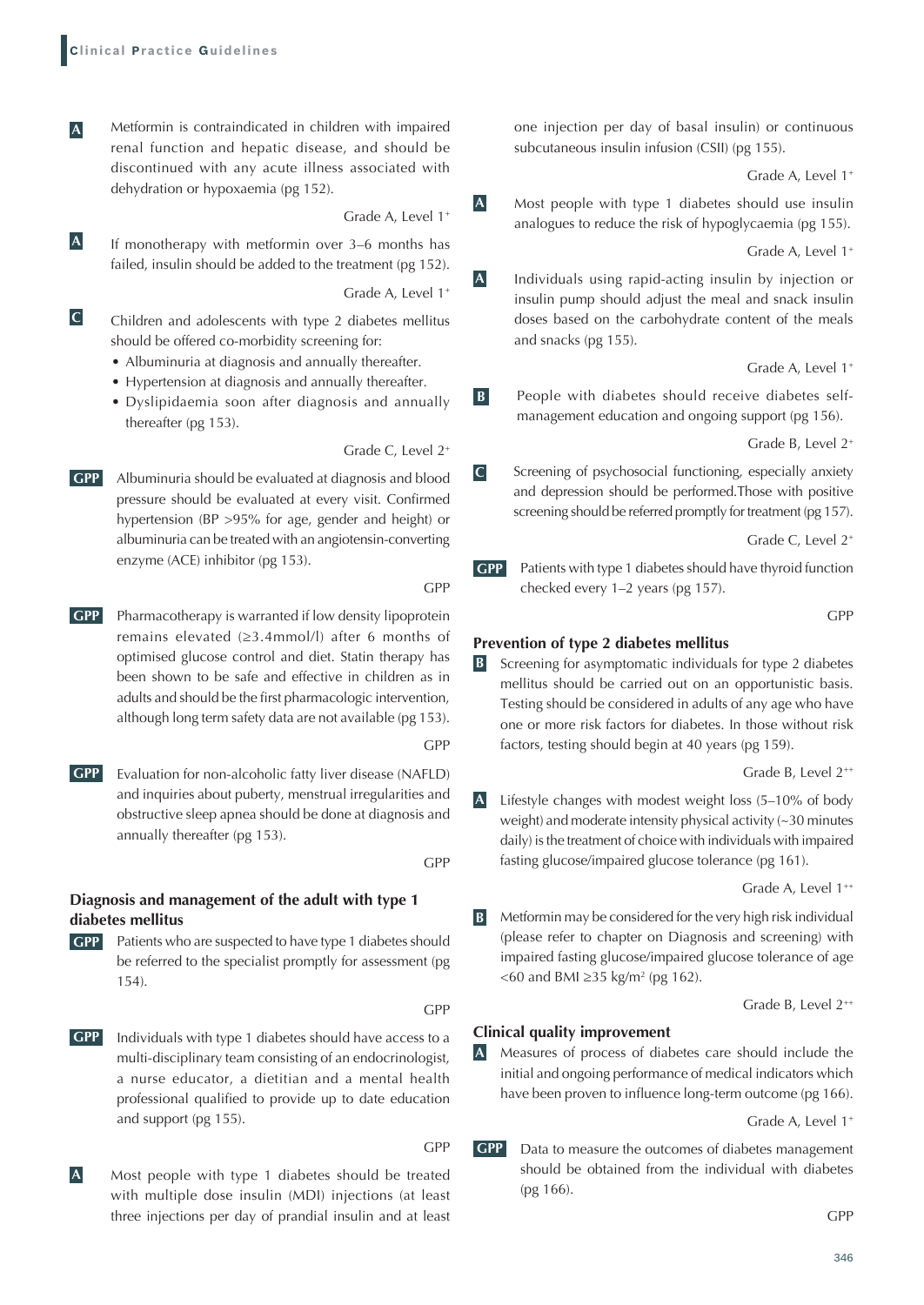**A** Metformin is contraindicated in children with impaired renal function and hepatic disease, and should be discontinued with any acute illness associated with dehydration or hypoxaemia (pg 152).

Grade A, Level 1+

**A** If monotherapy with metformin over 3–6 months has failed, insulin should be added to the treatment (pg 152).

Grade A, Level 1+

**C** Children and adolescents with type 2 diabetes mellitus should be offered co-morbidity screening for:

- Albuminuria at diagnosis and annually thereafter.
- Hypertension at diagnosis and annually thereafter.
- Dyslipidaemia soon after diagnosis and annually thereafter (pg 153).

Grade C, Level 2+

**GPP** Albuminuria should be evaluated at diagnosis and blood pressure should be evaluated at every visit. Confirmed hypertension (BP >95% for age, gender and height) or albuminuria can be treated with an angiotensin-converting enzyme (ACE) inhibitor (pg 153).

GPP

**GPP** Pharmacotherapy is warranted if low density lipoprotein remains elevated (≥3.4mmol/l) after 6 months of optimised glucose control and diet. Statin therapy has been shown to be safe and effective in children as in adults and should be the first pharmacologic intervention, although long term safety data are not available (pg 153).

GPP

**GPP** Evaluation for non-alcoholic fatty liver disease (NAFLD) and inquiries about puberty, menstrual irregularities and obstructive sleep apnea should be done at diagnosis and annually thereafter (pg 153).

GPP

### Diagnosis and management of the adult with type 1 diabetes mellitus

**GPP** Patients who are suspected to have type 1 diabetes should be referred to the specialist promptly for assessment (pg 154).

GPP

**GPP** Individuals with type 1 diabetes should have access to a multi-disciplinary team consisting of an endocrinologist, a nurse educator, a dietitian and a mental health professional qualified to provide up to date education and support (pg 155).

GPP

**A** Most people with type 1 diabetes should be treated with multiple dose insulin (MDI) injections (at least three injections per day of prandial insulin and at least one injection per day of basal insulin) or continuous subcutaneous insulin infusion (CSII) (pg 155).

Grade A, Level 1+

**A** Most people with type 1 diabetes should use insulin analogues to reduce the risk of hypoglycaemia (pg 155).

Grade A, Level 1+

**A** Individuals using rapid-acting insulin by injection or insulin pump should adjust the meal and snack insulin doses based on the carbohydrate content of the meals and snacks (pg 155).

Grade A, Level 1+

**B** People with diabetes should receive diabetes self-management education and ongoing support (pg 156).

Grade B, Level 2+

**C** Screening of psychosocial functioning, especially anxiety and depression should be performed.Those with positive screening should be referred promptly for treatment (pg 157).

Grade C, Level 2+

**GPP** Patients with type 1 diabetes should have thyroid function checked every 1–2 years (pg 157).

GPP

### Prevention of type 2 diabetes mellitus

**B** Screening for asymptomatic individuals for type 2 diabetes mellitus should be carried out on an opportunistic basis. Testing should be considered in adults of any age who have one or more risk factors for diabetes. In those without risk factors, testing should begin at 40 years (pg 159).

Grade B, Level 2++

**A** Lifestyle changes with modest weight loss (5–10% of body weight) and moderate intensity physical activity (~30 minutes daily) is the treatment of choice with individuals with impaired fasting glucose/impaired glucose tolerance (pg 161).

Grade A, Level 1++

**B** Metformin may be considered for the very high risk individual (please refer to chapter on Diagnosis and screening) with impaired fasting glucose/impaired glucose tolerance of age <60 and BMI ≥35 kg/m$^2$ (pg 162).

Grade B, Level 2++

### Clinical quality improvement

**A** Measures of process of diabetes care should include the initial and ongoing performance of medical indicators which have been proven to influence long-term outcome (pg 166).

Grade A, Level 1+

**GPP** Data to measure the outcomes of diabetes management should be obtained from the individual with diabetes (pg 166).

GPP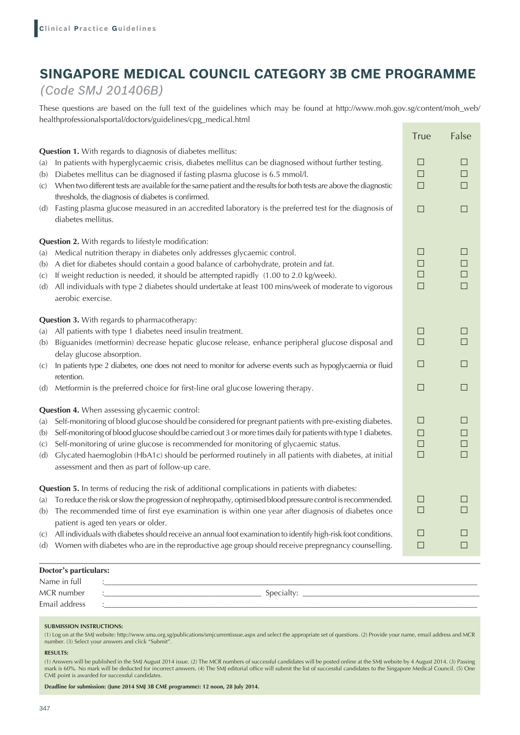# SINGAPORE MEDICAL COUNCIL CATEGORY 3B CME PROGRAMME

*(Code SMJ 201406B)*

These questions are based on the full text of the guidelines which may be found at http://www.moh.gov.sg/content/moh_web/healthprofessionalsportal/doctors/guidelines/cpg_medical.html

| | True | False |
|---|---|---|
| **Question 1.** With regards to diagnosis of diabetes mellitus: | | |
| (a) In patients with hyperglycaemic crisis, diabetes mellitus can be diagnosed without further testing. | ☐ | ☐ |
| (b) Diabetes mellitus can be diagnosed if fasting plasma glucose is 6.5 mmol/l. | ☐ | ☐ |
| (c) When two different tests are available for the same patient and the results for both tests are above the diagnostic thresholds, the diagnosis of diabetes is confirmed. | ☐ | ☐ |
| (d) Fasting plasma glucose measured in an accredited laboratory is the preferred test for the diagnosis of diabetes mellitus. | ☐ | ☐ |
| **Question 2.** With regards to lifestyle modification: | | |
| (a) Medical nutrition therapy in diabetes only addresses glycaemic control. | ☐ | ☐ |
| (b) A diet for diabetes should contain a good balance of carbohydrate, protein and fat. | ☐ | ☐ |
| (c) If weight reduction is needed, it should be attempted rapidly (1.00 to 2.0 kg/week). | ☐ | ☐ |
| (d) All individuals with type 2 diabetes should undertake at least 100 mins/week of moderate to vigorous aerobic exercise. | ☐ | ☐ |
| **Question 3.** With regards to pharmacotherapy: | | |
| (a) All patients with type 1 diabetes need insulin treatment. | ☐ | ☐ |
| (b) Biguanides (metformin) decrease hepatic glucose release, enhance peripheral glucose disposal and delay glucose absorption. | ☐ | ☐ |
| (c) In patients type 2 diabetes, one does not need to monitor for adverse events such as hypoglycaemia or fluid retention. | ☐ | ☐ |
| (d) Metformin is the preferred choice for first-line oral glucose lowering therapy. | ☐ | ☐ |
| **Question 4.** When assessing glycaemic control: | | |
| (a) Self-monitoring of blood glucose should be considered for pregnant patients with pre-existing diabetes. | ☐ | ☐ |
| (b) Self-monitoring of blood glucose should be carried out 3 or more times daily for patients with type 1 diabetes. | ☐ | ☐ |
| (c) Self-monitoring of urine glucose is recommended for monitoring of glycaemic status. | ☐ | ☐ |
| (d) Glycated haemoglobin (HbA1c) should be performed routinely in all patients with diabetes, at initial assessment and then as part of follow-up care. | ☐ | ☐ |
| **Question 5.** In terms of reducing the risk of additional complications in patients with diabetes: | | |
| (a) To reduce the risk or slow the progression of nephropathy, optimised blood pressure control is recommended. | ☐ | ☐ |
| (b) The recommended time of first eye examination is within one year after diagnosis of diabetes once patient is aged ten years or older. | ☐ | ☐ |
| (c) All individuals with diabetes should receive an annual foot examination to identify high-risk foot conditions. | ☐ | ☐ |
| (d) Women with diabetes who are in the reproductive age group should receive prepregnancy counselling. | ☐ | ☐ |

**Doctor's particulars:**

Name in full : ____________________

MCR number : ____________________ Specialty: ____________________

Email address : ____________________

**SUBMISSION INSTRUCTIONS:**

(1) Log on at the SMJ website: http://www.sma.org.sg/publications/smjcurrentissue.aspx and select the appropriate set of questions. (2) Provide your name, email address and MCR number. (3) Select your answers and click "Submit".

**RESULTS:**

(1) Answers will be published in the SMJ August 2014 issue. (2) The MCR numbers of successful candidates will be posted online at the SMJ website by 4 August 2014. (3) Passing mark is 60%. No mark will be deducted for incorrect answers. (4) The SMJ editorial office will submit the list of successful candidates to the Singapore Medical Council. (5) One CME point is awarded for successful candidates.

**Deadline for submission: (June 2014 SMJ 3B CME programme): 12 noon, 28 July 2014.**